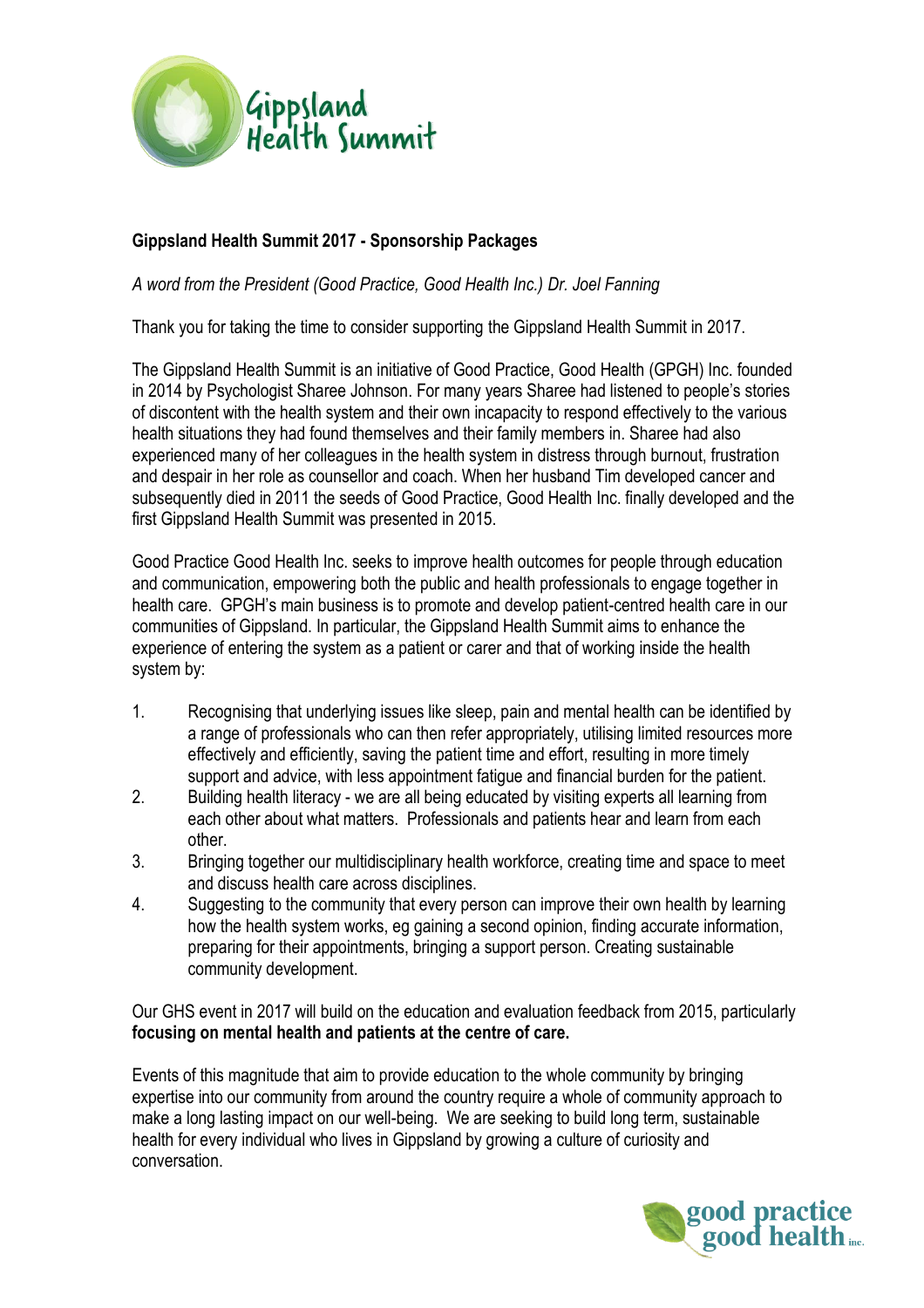**Gippsland Health Summit 2017 - Sponsorship Packages**

*A word from the President (Good Practice, Good Health Inc.) Dr. Joel Fanning*

Thank you for taking the time to consider supporting the Gippsland Health Summit in 2017.

The Gippsland Health Summit is an initiative of Good Practice, Good Health (GPGH) Inc. founded in 2014 by Psychologist Sharee Johnson. For many years Sharee had listened to people's stories of discontent with the health system and their own incapacity to respond effectively to the various health situations they had found themselves and their family members in. Sharee had also experienced many of her colleagues in the health system in distress through burnout, frustration and despair in her role as counsellor and coach. When her husband Tim developed cancer and subsequently died in 2011 the seeds of Good Practice, Good Health Inc. finally developed and the first Gippsland Health Summit was presented in 2015.

Good Practice Good Health Inc. seeks to improve health outcomes for people through education and communication, empowering both the public and health professionals to engage together in health care. GPGH's main business is to promote and develop patient-centred health care in our communities of Gippsland. In particular, the Gippsland Health Summit aims to enhance the experience of entering the system as a patient or carer and that of working inside the health system by:

1. Recognising that underlying issues like sleep, pain and mental health can be identified by a range of professionals who can then refer appropriately, utilising limited resources more effectively and efficiently, saving the patient time and effort, resulting in more timely support and advice, with less appointment fatigue and financial burden for the patient.
2. Building health literacy - we are all being educated by visiting experts all learning from each other about what matters. Professionals and patients hear and learn from each other.
3. Bringing together our multidisciplinary health workforce, creating time and space to meet and discuss health care across disciplines.
4. Suggesting to the community that every person can improve their own health by learning how the health system works, eg gaining a second opinion, finding accurate information, preparing for their appointments, bringing a support person. Creating sustainable community development.

Our GHS event in 2017 will build on the education and evaluation feedback from 2015, particularly **focusing on mental health and patients at the centre of care.**

Events of this magnitude that aim to provide education to the whole community by bringing expertise into our community from around the country require a whole of community approach to make a long lasting impact on our well-being. We are seeking to build long term, sustainable health for every individual who lives in Gippsland by growing a culture of curiosity and conversation.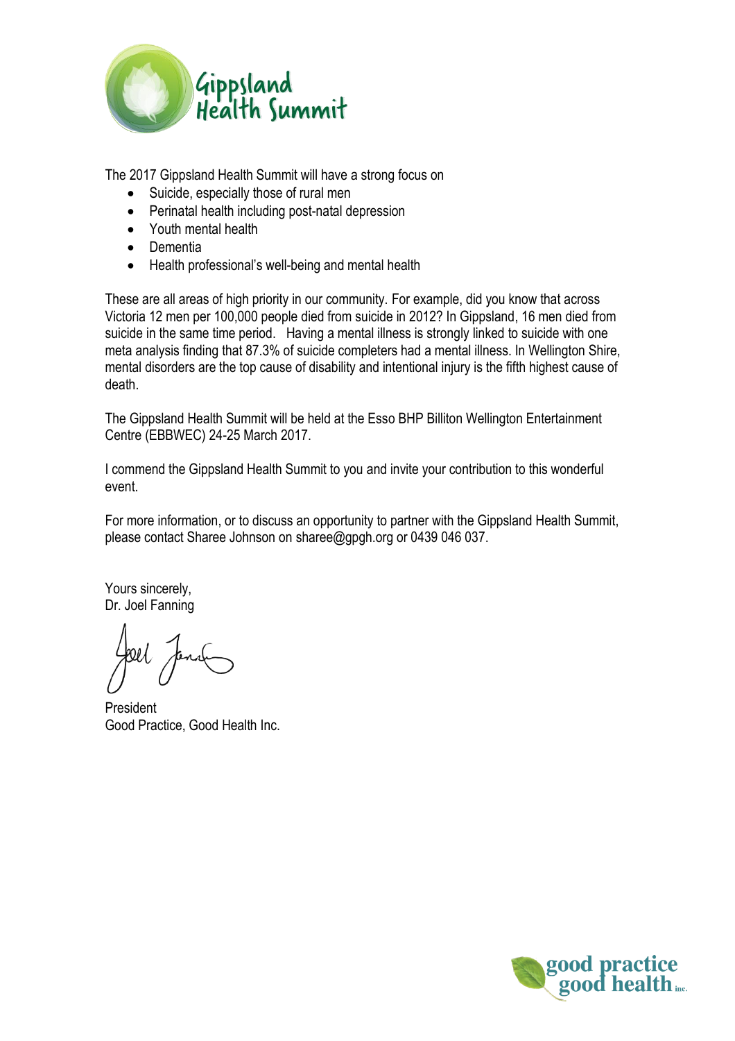The 2017 Gippsland Health Summit will have a strong focus on

- Suicide, especially those of rural men
- Perinatal health including post-natal depression
- Youth mental health
- Dementia
- Health professional's well-being and mental health

These are all areas of high priority in our community. For example, did you know that across Victoria 12 men per 100,000 people died from suicide in 2012? In Gippsland, 16 men died from suicide in the same time period. Having a mental illness is strongly linked to suicide with one meta analysis finding that 87.3% of suicide completers had a mental illness. In Wellington Shire, mental disorders are the top cause of disability and intentional injury is the fifth highest cause of death.

The Gippsland Health Summit will be held at the Esso BHP Billiton Wellington Entertainment Centre (EBBWEC) 24-25 March 2017.

I commend the Gippsland Health Summit to you and invite your contribution to this wonderful event.

For more information, or to discuss an opportunity to partner with the Gippsland Health Summit, please contact Sharee Johnson on sharee@gpgh.org or 0439 046 037.

Yours sincerely,
Dr. Joel Fanning

President
Good Practice, Good Health Inc.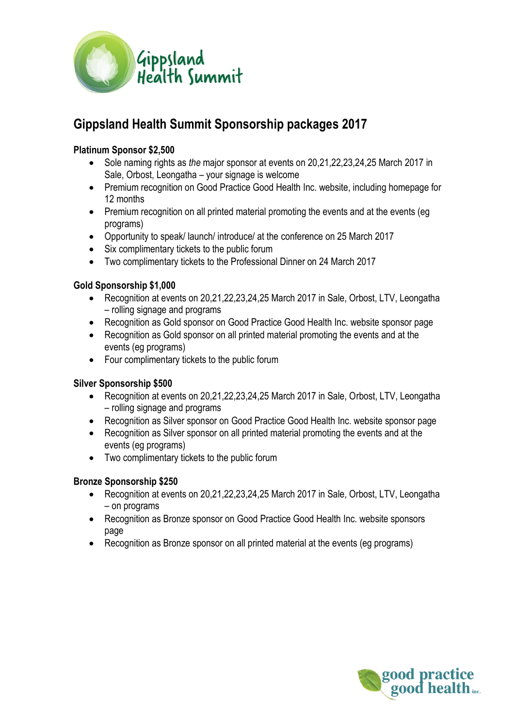## Gippsland Health Summit Sponsorship packages 2017

**Platinum Sponsor $2,500**

- Sole naming rights as *the* major sponsor at events on 20,21,22,23,24,25 March 2017 in Sale, Orbost, Leongatha – your signage is welcome
- Premium recognition on Good Practice Good Health Inc. website, including homepage for 12 months
- Premium recognition on all printed material promoting the events and at the events (eg programs)
- Opportunity to speak/ launch/ introduce/ at the conference on 25 March 2017
- Six complimentary tickets to the public forum
- Two complimentary tickets to the Professional Dinner on 24 March 2017

**Gold Sponsorship $1,000**

- Recognition at events on 20,21,22,23,24,25 March 2017 in Sale, Orbost, LTV, Leongatha – rolling signage and programs
- Recognition as Gold sponsor on Good Practice Good Health Inc. website sponsor page
- Recognition as Gold sponsor on all printed material promoting the events and at the events (eg programs)
- Four complimentary tickets to the public forum

**Silver Sponsorship $500**

- Recognition at events on 20,21,22,23,24,25 March 2017 in Sale, Orbost, LTV, Leongatha – rolling signage and programs
- Recognition as Silver sponsor on Good Practice Good Health Inc. website sponsor page
- Recognition as Silver sponsor on all printed material promoting the events and at the events (eg programs)
- Two complimentary tickets to the public forum

**Bronze Sponsorship $250**

- Recognition at events on 20,21,22,23,24,25 March 2017 in Sale, Orbost, LTV, Leongatha – on programs
- Recognition as Bronze sponsor on Good Practice Good Health Inc. website sponsors page
- Recognition as Bronze sponsor on all printed material at the events (eg programs)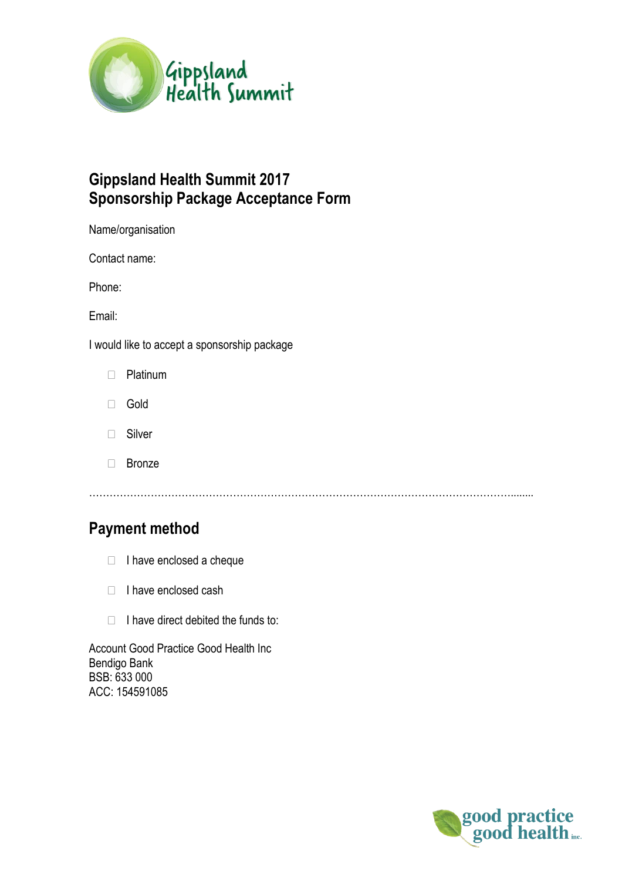# Gippsland Health Summit 2017
# Sponsorship Package Acceptance Form

Name/organisation

Contact name:

Phone:

Email:

I would like to accept a sponsorship package

- ☐ Platinum
- ☐ Gold
- ☐ Silver
- ☐ Bronze

…………………………………………………………………………………………………………........

## Payment method

- ☐ I have enclosed a cheque
- ☐ I have enclosed cash
- ☐ I have direct debited the funds to:

Account Good Practice Good Health Inc
Bendigo Bank
BSB: 633 000
ACC: 154591085